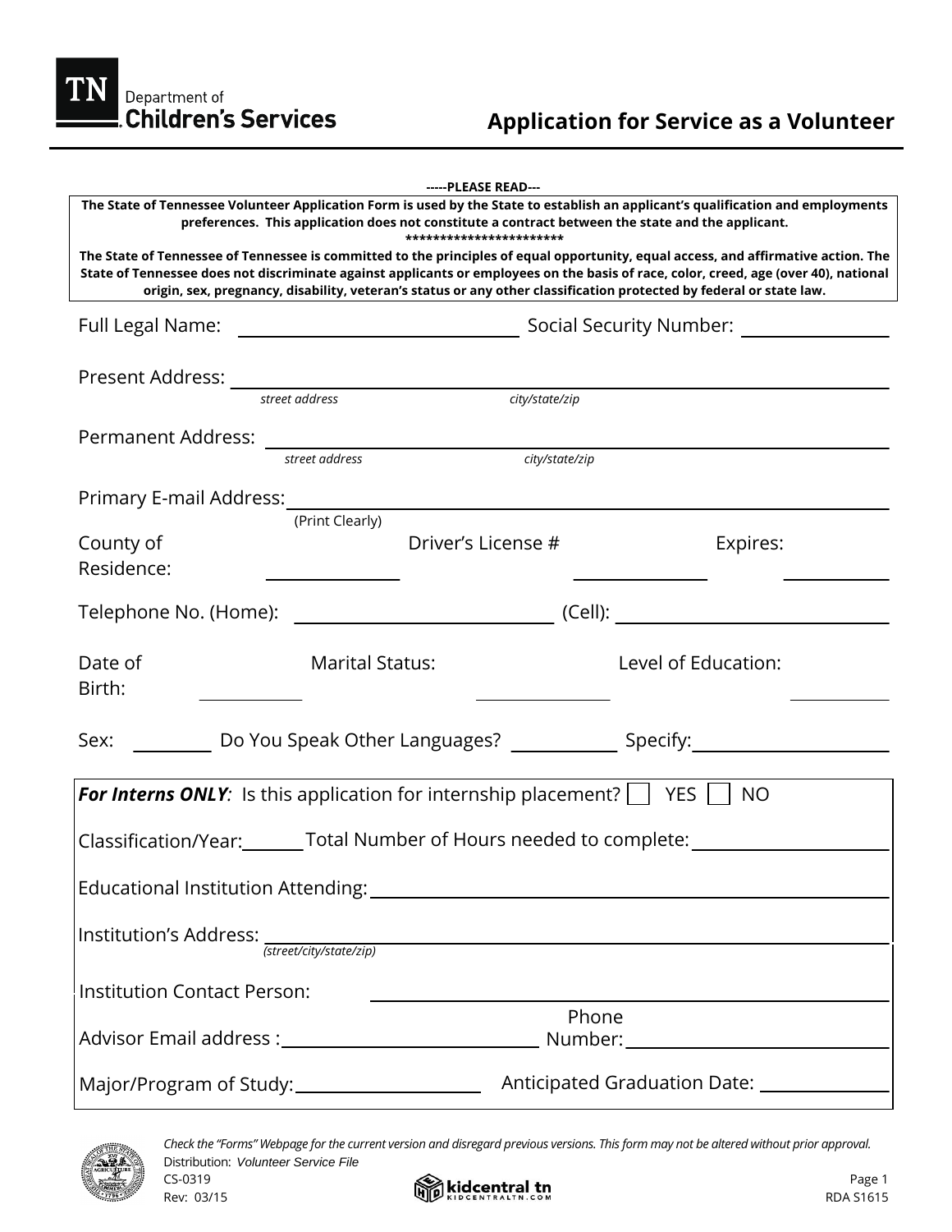TN Department of Children's Services

# Application for Service as a Volunteer

-----PLEASE READ---

**The State of Tennessee Volunteer Application Form is used by the State to establish an applicant's qualification and employments preferences. This application does not constitute a contract between the state and the applicant.**

**\*\*\*\*\*\*\*\*\*\*\*\*\*\*\*\*\*\*\*\*\*\*\***

**The State of Tennessee of Tennessee is committed to the principles of equal opportunity, equal access, and affirmative action. The State of Tennessee does not discriminate against applicants or employees on the basis of race, color, creed, age (over 40), national origin, sex, pregnancy, disability, veteran's status or any other classification protected by federal or state law.**

Full Legal Name: ______________________ Social Security Number: ______________

Present Address: ________________________________________________
*street address* *city/state/zip*

Permanent Address: ______________________________________________
*street address* *city/state/zip*

Primary E-mail Address: __________________________________________
(Print Clearly)

County of Residence: ____________ Driver's License # ____________ Expires: ____________

Telephone No. (Home): ____________________ (Cell): ____________________

Date of Birth: ____________ Marital Status: ____________ Level of Education: ____________

Sex: ________ Do You Speak Other Languages? ________ Specify: ________________

***For Interns ONLY***: Is this application for internship placement? ☐ YES ☐ NO

Classification/Year: ______ Total Number of Hours needed to complete: ______________

Educational Institution Attending: ________________________________________

Institution's Address: ________________________________________________
*(street/city/state/zip)*

Institution Contact Person: ________________________________________

Advisor Email address : ______________________ Phone Number: ______________________

Major/Program of Study: ______________ Anticipated Graduation Date: ______________

*Check the "Forms" Webpage for the current version and disregard previous versions. This form may not be altered without prior approval.*

Distribution: *Volunteer Service File*

CS-0319

Rev: 03/15

RDA S1615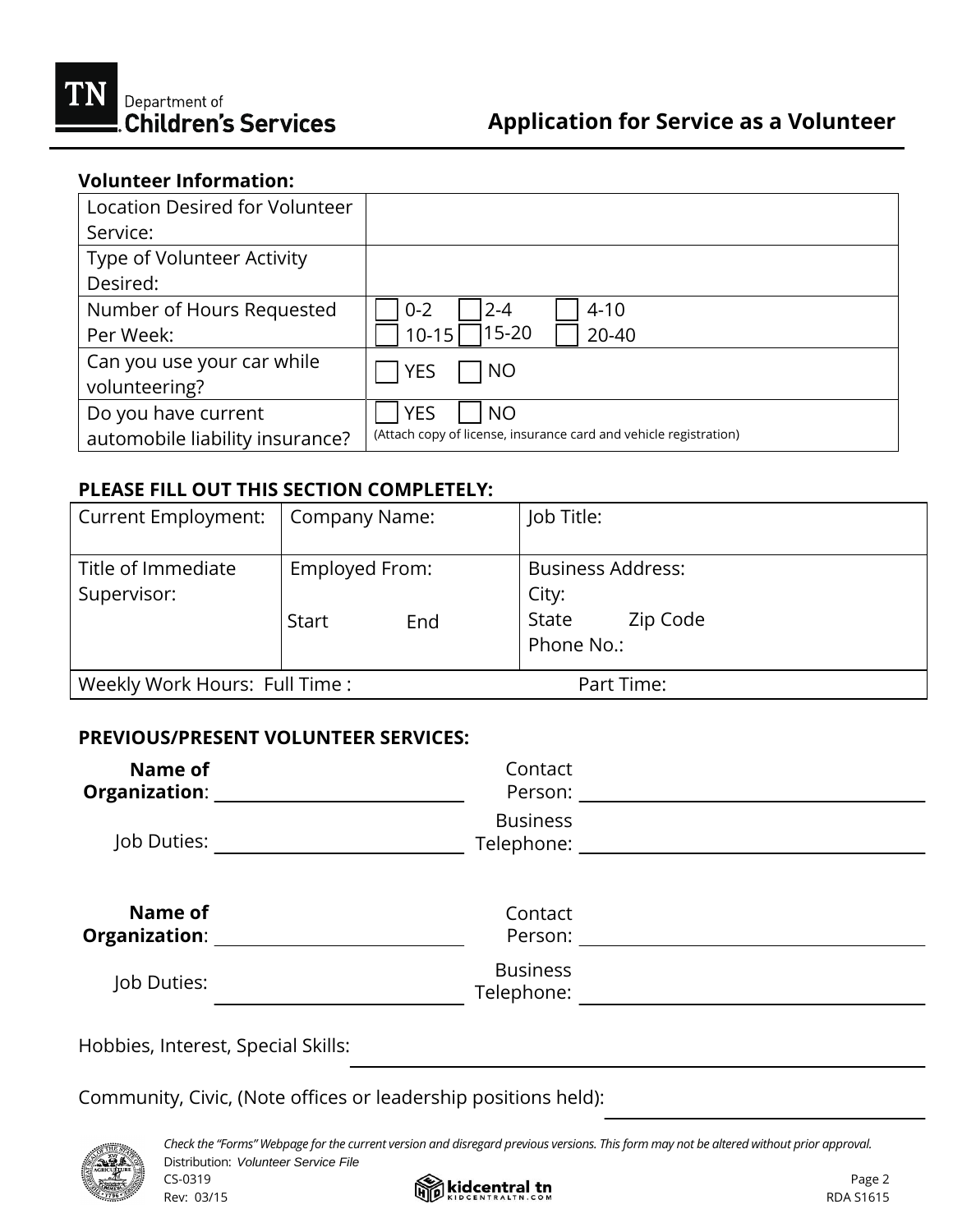# Application for Service as a Volunteer

**Volunteer Information:**

| | |
|---|---|
| Location Desired for Volunteer Service: | |
| Type of Volunteer Activity Desired: | |
| Number of Hours Requested Per Week: | ☐ 0-2 ☐ 2-4 ☐ 4-10 ☐ 10-15 ☐ 15-20 ☐ 20-40 |
| Can you use your car while volunteering? | ☐ YES ☐ NO |
| Do you have current automobile liability insurance? | ☐ YES ☐ NO (Attach copy of license, insurance card and vehicle registration) |

**PLEASE FILL OUT THIS SECTION COMPLETELY:**

| Current Employment: | Company Name: | Job Title: |
|---|---|---|
| Title of Immediate Supervisor: | Employed From: Start End | Business Address: City: State Zip Code Phone No.: |
| Weekly Work Hours: Full Time : | | Part Time: |

**PREVIOUS/PRESENT VOLUNTEER SERVICES:**

**Name of Organization**: ____________________ Contact Person: ____________________

Job Duties: ____________________ Business Telephone: ____________________

**Name of Organization**: ____________________ Contact Person: ____________________

Job Duties: ____________________ Business Telephone: ____________________

Hobbies, Interest, Special Skills: ____________________

Community, Civic, (Note offices or leadership positions held): ____________________

*Check the "Forms" Webpage for the current version and disregard previous versions. This form may not be altered without prior approval.*

Distribution: *Volunteer Service File*

CS-0319

Rev: 03/15

RDA S1615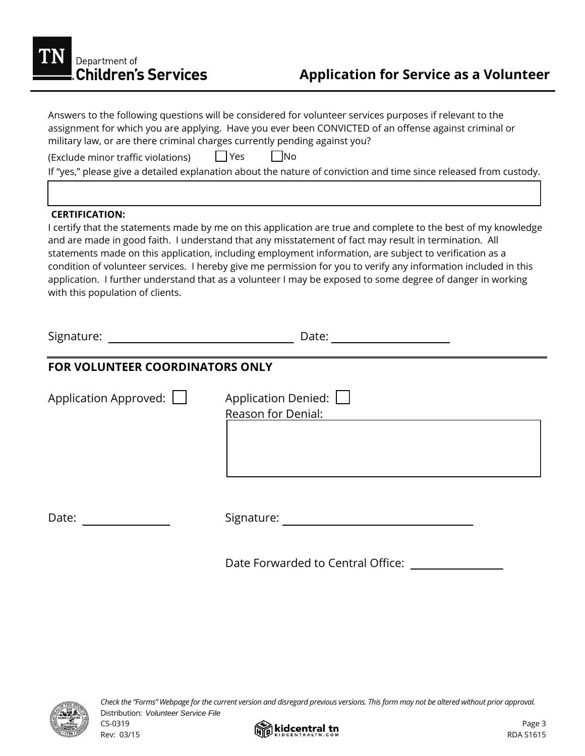Answers to the following questions will be considered for volunteer services purposes if relevant to the assignment for which you are applying. Have you ever been CONVICTED of an offense against criminal or military law, or are there criminal charges currently pending against you?

(Exclude minor traffic violations) ☐ Yes ☐ No

If "yes," please give a detailed explanation about the nature of conviction and time since released from custody.

&nbsp;

**CERTIFICATION:**

I certify that the statements made by me on this application are true and complete to the best of my knowledge and are made in good faith. I understand that any misstatement of fact may result in termination. All statements made on this application, including employment information, are subject to verification as a condition of volunteer services. I hereby give me permission for you to verify any information included in this application. I further understand that as a volunteer I may be exposed to some degree of danger in working with this population of clients.

Signature: ______________________ Date: ______________

## FOR VOLUNTEER COORDINATORS ONLY

Application Approved: ☐

Application Denied: ☐

Reason for Denial:

&nbsp;

Date: ____________

Signature: ______________________

Date Forwarded to Central Office: ____________

*Check the "Forms" Webpage for the current version and disregard previous versions. This form may not be altered without prior approval.*

Distribution: *Volunteer Service File*

CS-0319

Rev: 03/15

RDA S1615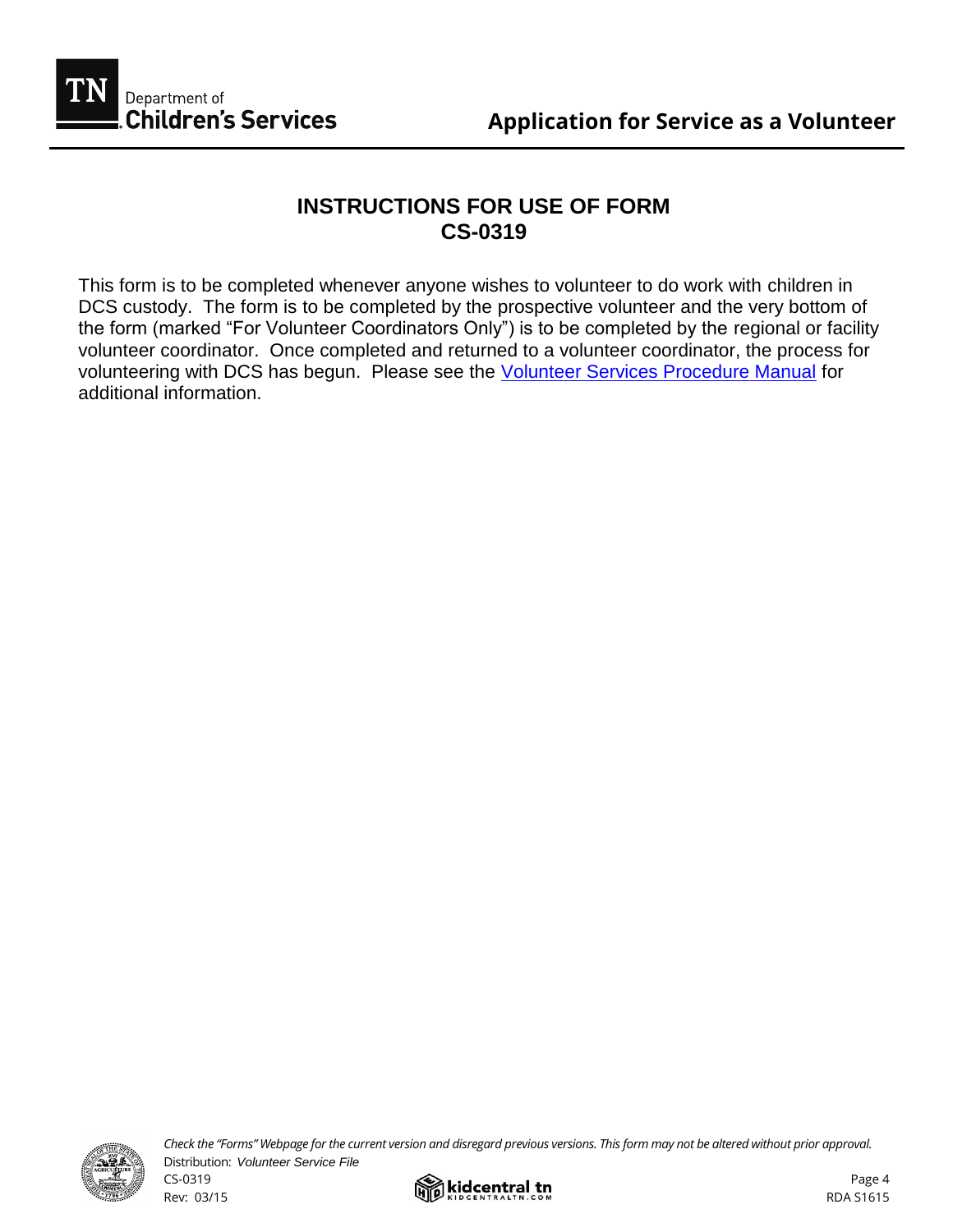# INSTRUCTIONS FOR USE OF FORM CS-0319

This form is to be completed whenever anyone wishes to volunteer to do work with children in DCS custody. The form is to be completed by the prospective volunteer and the very bottom of the form (marked "For Volunteer Coordinators Only") is to be completed by the regional or facility volunteer coordinator. Once completed and returned to a volunteer coordinator, the process for volunteering with DCS has begun. Please see the Volunteer Services Procedure Manual for additional information.